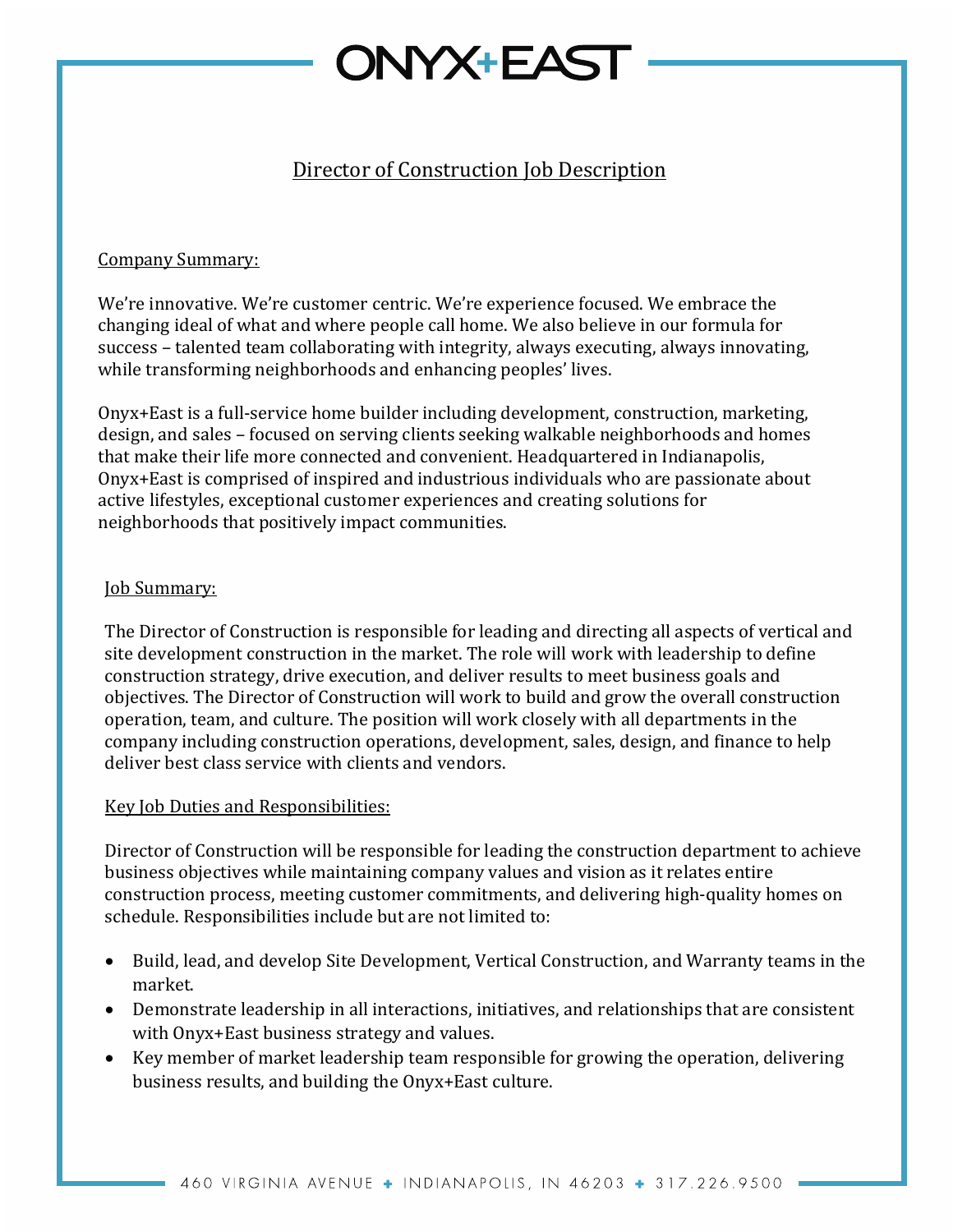# ONYX+EAST

## Director of Construction Job Description

### Company Summary:

We're innovative. We're customer centric. We're experience focused. We embrace the changing ideal of what and where people call home. We also believe in our formula for success – talented team collaborating with integrity, always executing, always innovating, while transforming neighborhoods and enhancing peoples' lives.

Onyx+East is a full-service home builder including development, construction, marketing, design, and sales – focused on serving clients seeking walkable neighborhoods and homes that make their life more connected and convenient. Headquartered in Indianapolis, Onyx+East is comprised of inspired and industrious individuals who are passionate about active lifestyles, exceptional customer experiences and creating solutions for neighborhoods that positively impact communities.

### Job Summary:

The Director of Construction is responsible for leading and directing all aspects of vertical and site development construction in the market. The role will work with leadership to define construction strategy, drive execution, and deliver results to meet business goals and objectives. The Director of Construction will work to build and grow the overall construction operation, team, and culture. The position will work closely with all departments in the company including construction operations, development, sales, design, and finance to help deliver best class service with clients and vendors.

### Key Job Duties and Responsibilities:

Director of Construction will be responsible for leading the construction department to achieve business objectives while maintaining company values and vision as it relates entire construction process, meeting customer commitments, and delivering high-quality homes on schedule. Responsibilities include but are not limited to:

- Build, lead, and develop Site Development, Vertical Construction, and Warranty teams in the market.
- Demonstrate leadership in all interactions, initiatives, and relationships that are consistent with Onyx+East business strategy and values.
- Key member of market leadership team responsible for growing the operation, delivering business results, and building the Onyx+East culture.

460 VIRGINIA AVENUE + INDIANAPOLIS, IN 46203 + 317.226.9500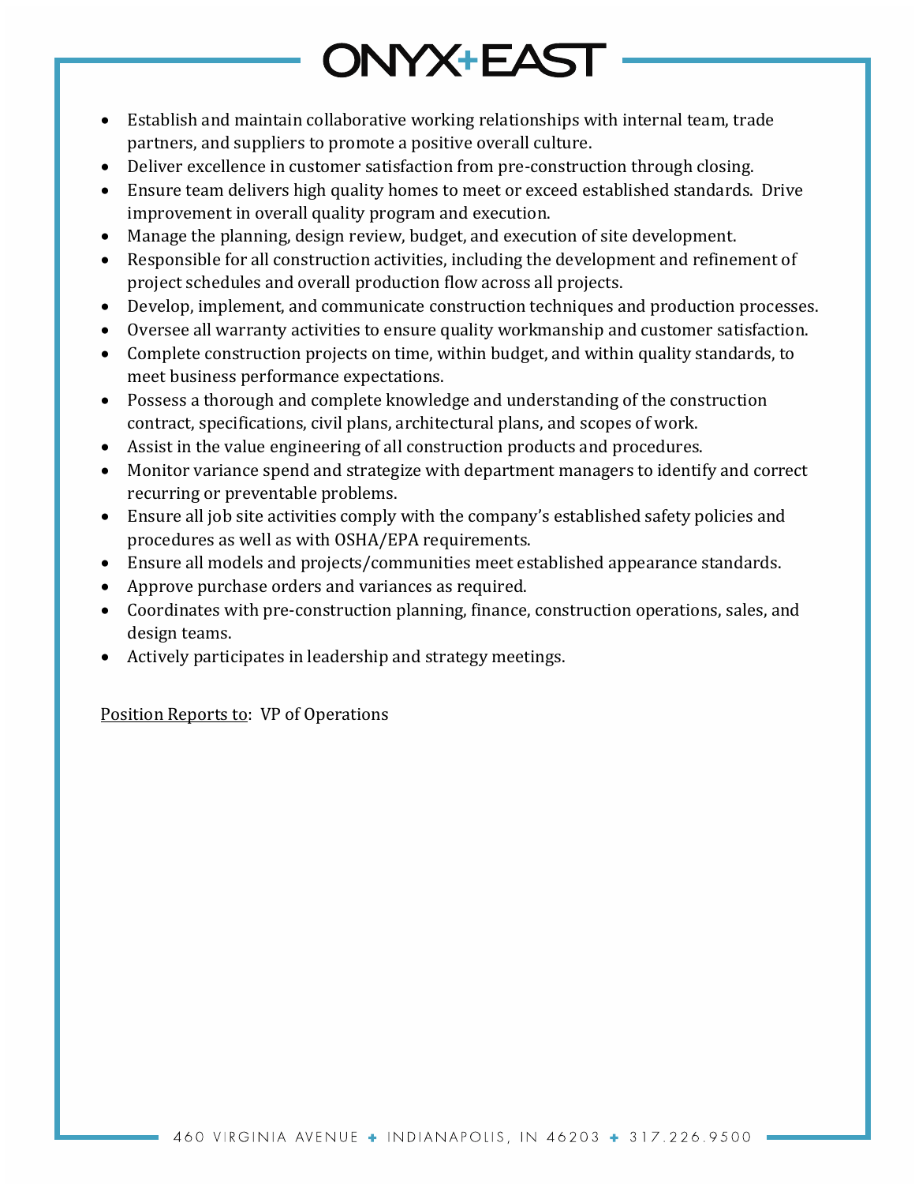- Establish and maintain collaborative working relationships with internal team, trade partners, and suppliers to promote a positive overall culture.
- Deliver excellence in customer satisfaction from pre-construction through closing.
- Ensure team delivers high quality homes to meet or exceed established standards. Drive improvement in overall quality program and execution.
- Manage the planning, design review, budget, and execution of site development.
- Responsible for all construction activities, including the development and refinement of project schedules and overall production flow across all projects.
- Develop, implement, and communicate construction techniques and production processes.
- Oversee all warranty activities to ensure quality workmanship and customer satisfaction.
- Complete construction projects on time, within budget, and within quality standards, to meet business performance expectations.
- Possess a thorough and complete knowledge and understanding of the construction contract, specifications, civil plans, architectural plans, and scopes of work.
- Assist in the value engineering of all construction products and procedures.
- Monitor variance spend and strategize with department managers to identify and correct recurring or preventable problems.
- Ensure all job site activities comply with the company's established safety policies and procedures as well as with OSHA/EPA requirements.
- Ensure all models and projects/communities meet established appearance standards.
- Approve purchase orders and variances as required.
- Coordinates with pre-construction planning, finance, construction operations, sales, and design teams.
- Actively participates in leadership and strategy meetings.

<u>Position Reports to</u>: VP of Operations